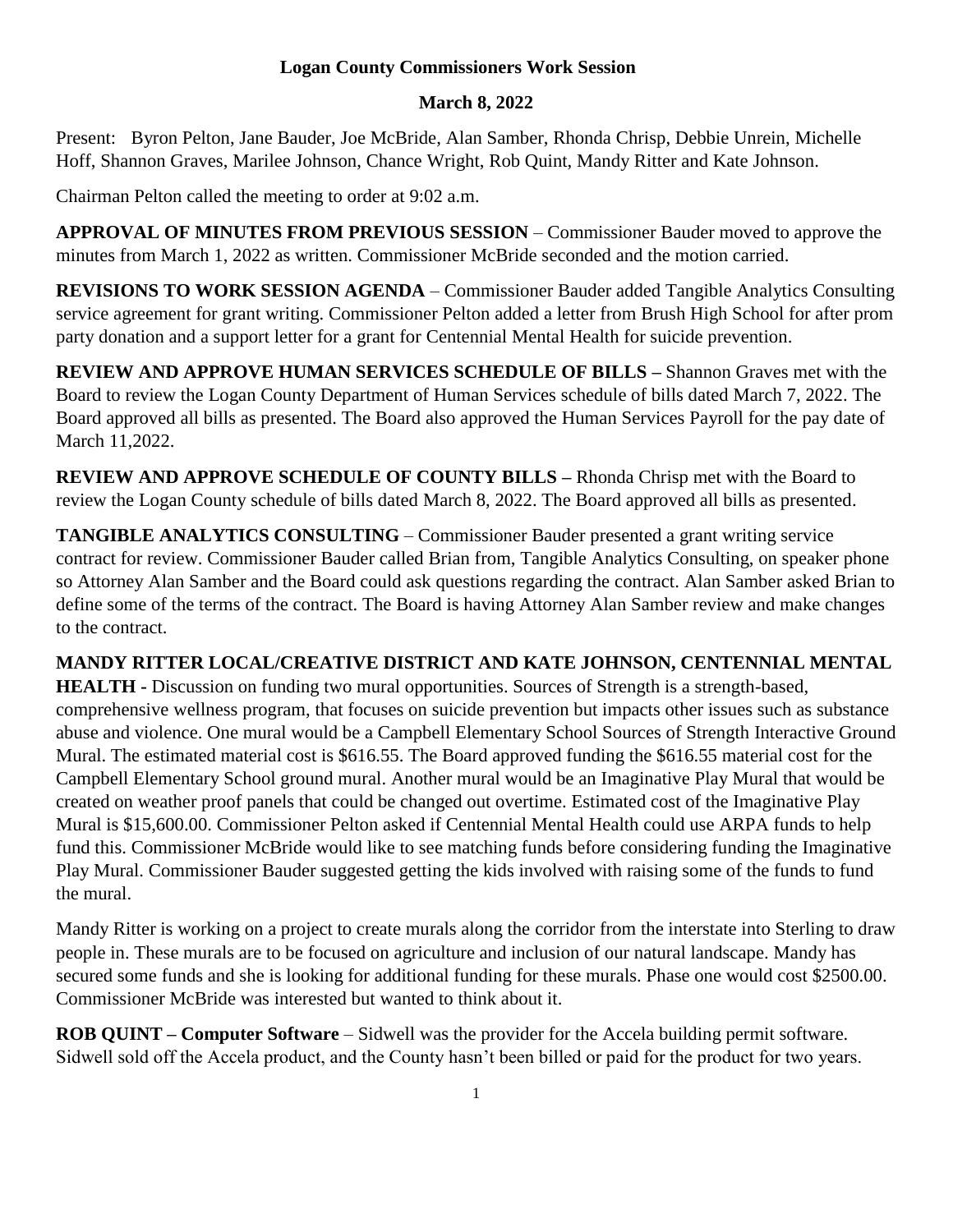# Logan County Commissioners Work Session

## March 8, 2022

Present: Byron Pelton, Jane Bauder, Joe McBride, Alan Samber, Rhonda Chrisp, Debbie Unrein, Michelle Hoff, Shannon Graves, Marilee Johnson, Chance Wright, Rob Quint, Mandy Ritter and Kate Johnson.

Chairman Pelton called the meeting to order at 9:02 a.m.

**APPROVAL OF MINUTES FROM PREVIOUS SESSION** – Commissioner Bauder moved to approve the minutes from March 1, 2022 as written. Commissioner McBride seconded and the motion carried.

**REVISIONS TO WORK SESSION AGENDA** – Commissioner Bauder added Tangible Analytics Consulting service agreement for grant writing. Commissioner Pelton added a letter from Brush High School for after prom party donation and a support letter for a grant for Centennial Mental Health for suicide prevention.

**REVIEW AND APPROVE HUMAN SERVICES SCHEDULE OF BILLS –** Shannon Graves met with the Board to review the Logan County Department of Human Services schedule of bills dated March 7, 2022. The Board approved all bills as presented. The Board also approved the Human Services Payroll for the pay date of March 11,2022.

**REVIEW AND APPROVE SCHEDULE OF COUNTY BILLS –** Rhonda Chrisp met with the Board to review the Logan County schedule of bills dated March 8, 2022. The Board approved all bills as presented.

**TANGIBLE ANALYTICS CONSULTING** – Commissioner Bauder presented a grant writing service contract for review. Commissioner Bauder called Brian from, Tangible Analytics Consulting, on speaker phone so Attorney Alan Samber and the Board could ask questions regarding the contract. Alan Samber asked Brian to define some of the terms of the contract. The Board is having Attorney Alan Samber review and make changes to the contract.

**MANDY RITTER LOCAL/CREATIVE DISTRICT AND KATE JOHNSON, CENTENNIAL MENTAL HEALTH -** Discussion on funding two mural opportunities. Sources of Strength is a strength-based, comprehensive wellness program, that focuses on suicide prevention but impacts other issues such as substance abuse and violence. One mural would be a Campbell Elementary School Sources of Strength Interactive Ground Mural. The estimated material cost is $616.55. The Board approved funding the $616.55 material cost for the Campbell Elementary School ground mural. Another mural would be an Imaginative Play Mural that would be created on weather proof panels that could be changed out overtime. Estimated cost of the Imaginative Play Mural is $15,600.00. Commissioner Pelton asked if Centennial Mental Health could use ARPA funds to help fund this. Commissioner McBride would like to see matching funds before considering funding the Imaginative Play Mural. Commissioner Bauder suggested getting the kids involved with raising some of the funds to fund the mural.

Mandy Ritter is working on a project to create murals along the corridor from the interstate into Sterling to draw people in. These murals are to be focused on agriculture and inclusion of our natural landscape. Mandy has secured some funds and she is looking for additional funding for these murals. Phase one would cost $2500.00. Commissioner McBride was interested but wanted to think about it.

**ROB QUINT – Computer Software** – Sidwell was the provider for the Accela building permit software. Sidwell sold off the Accela product, and the County hasn't been billed or paid for the product for two years.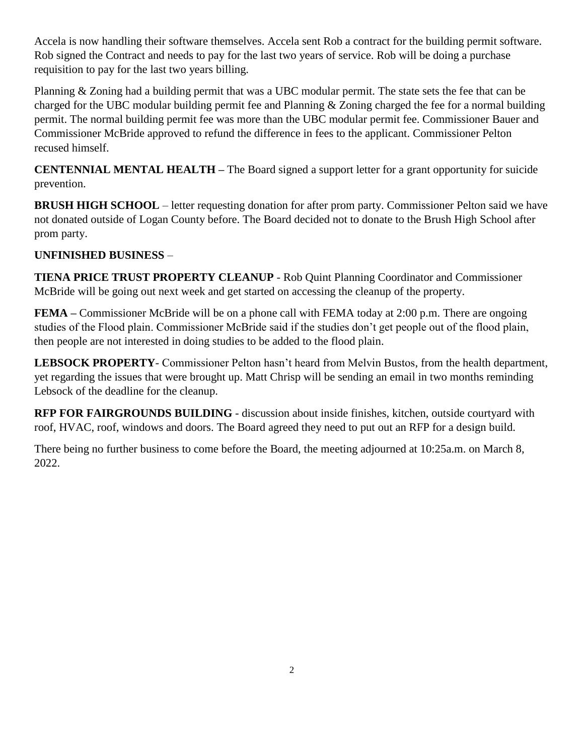Accela is now handling their software themselves. Accela sent Rob a contract for the building permit software. Rob signed the Contract and needs to pay for the last two years of service. Rob will be doing a purchase requisition to pay for the last two years billing.

Planning & Zoning had a building permit that was a UBC modular permit. The state sets the fee that can be charged for the UBC modular building permit fee and Planning & Zoning charged the fee for a normal building permit. The normal building permit fee was more than the UBC modular permit fee. Commissioner Bauer and Commissioner McBride approved to refund the difference in fees to the applicant. Commissioner Pelton recused himself.

**CENTENNIAL MENTAL HEALTH –** The Board signed a support letter for a grant opportunity for suicide prevention.

**BRUSH HIGH SCHOOL** – letter requesting donation for after prom party. Commissioner Pelton said we have not donated outside of Logan County before. The Board decided not to donate to the Brush High School after prom party.

**UNFINISHED BUSINESS** –

**TIENA PRICE TRUST PROPERTY CLEANUP** - Rob Quint Planning Coordinator and Commissioner McBride will be going out next week and get started on accessing the cleanup of the property.

**FEMA –** Commissioner McBride will be on a phone call with FEMA today at 2:00 p.m. There are ongoing studies of the Flood plain. Commissioner McBride said if the studies don't get people out of the flood plain, then people are not interested in doing studies to be added to the flood plain.

**LEBSOCK PROPERTY**- Commissioner Pelton hasn't heard from Melvin Bustos, from the health department, yet regarding the issues that were brought up. Matt Chrisp will be sending an email in two months reminding Lebsock of the deadline for the cleanup.

**RFP FOR FAIRGROUNDS BUILDING** - discussion about inside finishes, kitchen, outside courtyard with roof, HVAC, roof, windows and doors. The Board agreed they need to put out an RFP for a design build.

There being no further business to come before the Board, the meeting adjourned at 10:25a.m. on March 8, 2022.